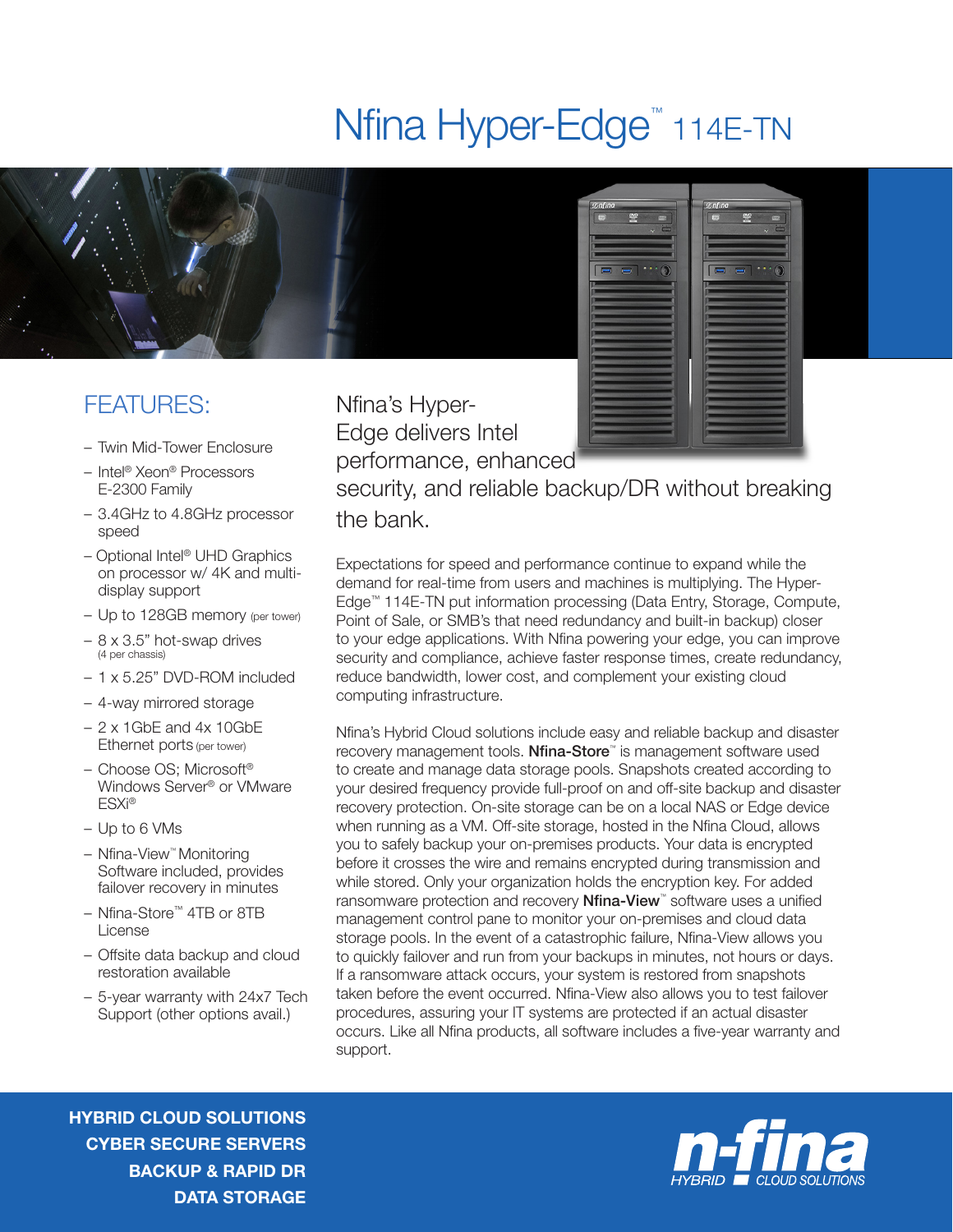# Nfina Hyper-Edge™ 114E-TN

## FEATURES:

- Twin Mid-Tower Enclosure
- Intel® Xeon® Processors E-2300 Family
- 3.4GHz to 4.8GHz processor speed
- Optional Intel® UHD Graphics on processor w/ 4K and multi-display support
- Up to 128GB memory (per tower)
- 8 x 3.5" hot-swap drives (4 per chassis)
- 1 x 5.25" DVD-ROM included
- 4-way mirrored storage
- 2 x 1GbE and 4x 10GbE Ethernet ports (per tower)
- Choose OS; Microsoft® Windows Server® or VMware ESXi®
- Up to 6 VMs
- Nfina-View™ Monitoring Software included, provides failover recovery in minutes
- Nfina-Store™ 4TB or 8TB License
- Offsite data backup and cloud restoration available
- 5-year warranty with 24x7 Tech Support (other options avail.)

## Nfina's Hyper-Edge delivers Intel performance, enhanced security, and reliable backup/DR without breaking the bank.

Expectations for speed and performance continue to expand while the demand for real-time from users and machines is multiplying. The Hyper-Edge™ 114E-TN put information processing (Data Entry, Storage, Compute, Point of Sale, or SMB's that need redundancy and built-in backup) closer to your edge applications. With Nfina powering your edge, you can improve security and compliance, achieve faster response times, create redundancy, reduce bandwidth, lower cost, and complement your existing cloud computing infrastructure.

Nfina's Hybrid Cloud solutions include easy and reliable backup and disaster recovery management tools. **Nfina-Store**™ is management software used to create and manage data storage pools. Snapshots created according to your desired frequency provide full-proof on and off-site backup and disaster recovery protection. On-site storage can be on a local NAS or Edge device when running as a VM. Off-site storage, hosted in the Nfina Cloud, allows you to safely backup your on-premises products. Your data is encrypted before it crosses the wire and remains encrypted during transmission and while stored. Only your organization holds the encryption key. For added ransomware protection and recovery **Nfina-View**™ software uses a unified management control pane to monitor your on-premises and cloud data storage pools. In the event of a catastrophic failure, Nfina-View allows you to quickly failover and run from your backups in minutes, not hours or days. If a ransomware attack occurs, your system is restored from snapshots taken before the event occurred. Nfina-View also allows you to test failover procedures, assuring your IT systems are protected if an actual disaster occurs. Like all Nfina products, all software includes a five-year warranty and support.

**HYBRID CLOUD SOLUTIONS**
**CYBER SECURE SERVERS**
**BACKUP & RAPID DR**
**DATA STORAGE**

n-fina HYBRID CLOUD SOLUTIONS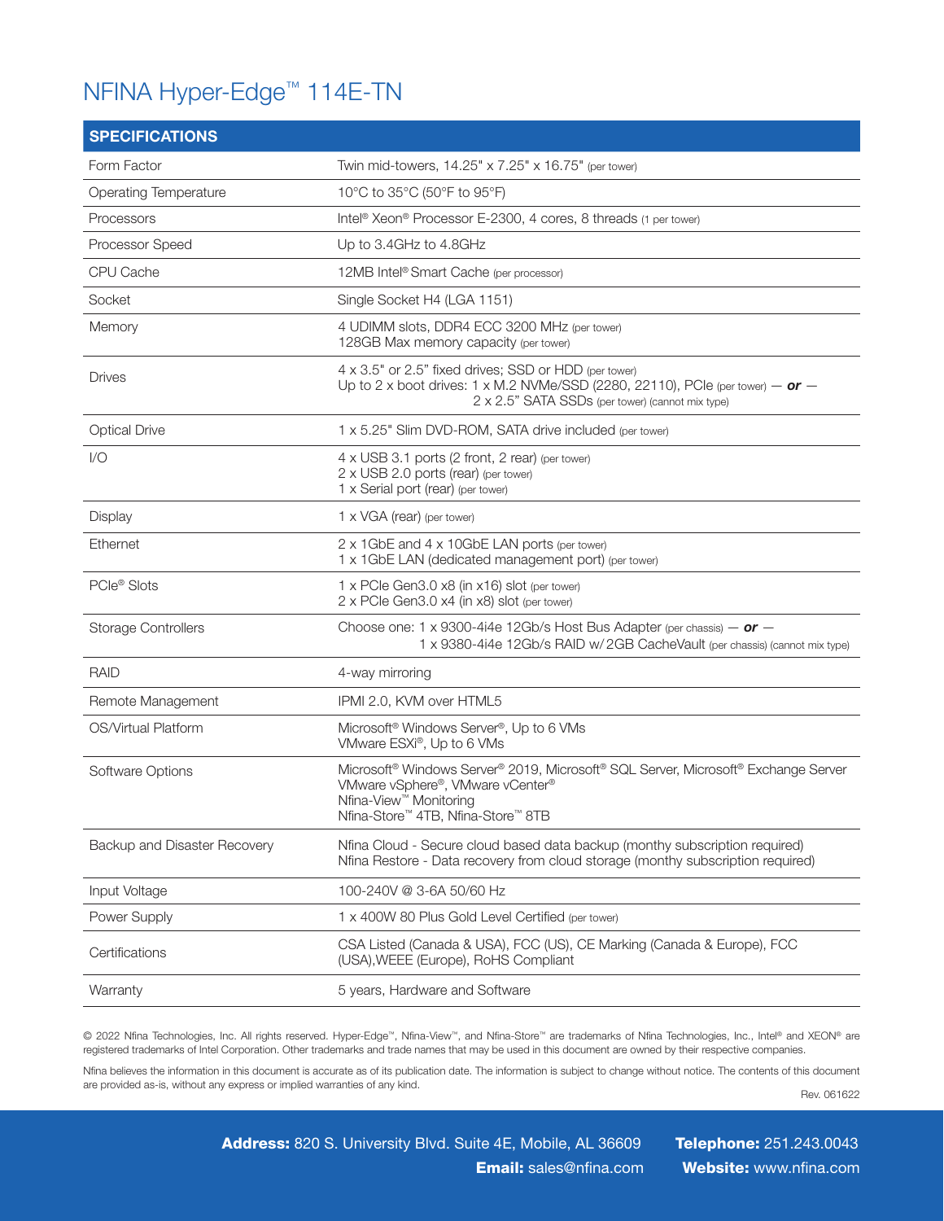# NFINA Hyper-Edge™ 114E-TN

| SPECIFICATIONS | |
|---|---|
| Form Factor | Twin mid-towers, 14.25" x 7.25" x 16.75" (per tower) |
| Operating Temperature | 10°C to 35°C (50°F to 95°F) |
| Processors | Intel® Xeon® Processor E-2300, 4 cores, 8 threads (1 per tower) |
| Processor Speed | Up to 3.4GHz to 4.8GHz |
| CPU Cache | 12MB Intel® Smart Cache (per processor) |
| Socket | Single Socket H4 (LGA 1151) |
| Memory | 4 UDIMM slots, DDR4 ECC 3200 MHz (per tower)<br>128GB Max memory capacity (per tower) |
| Drives | 4 x 3.5" or 2.5" fixed drives; SSD or HDD (per tower)<br>Up to 2 x boot drives: 1 x M.2 NVMe/SSD (2280, 22110), PCIe (per tower) — ***or*** —<br>2 x 2.5" SATA SSDs (per tower) (cannot mix type) |
| Optical Drive | 1 x 5.25" Slim DVD-ROM, SATA drive included (per tower) |
| I/O | 4 x USB 3.1 ports (2 front, 2 rear) (per tower)<br>2 x USB 2.0 ports (rear) (per tower)<br>1 x Serial port (rear) (per tower) |
| Display | 1 x VGA (rear) (per tower) |
| Ethernet | 2 x 1GbE and 4 x 10GbE LAN ports (per tower)<br>1 x 1GbE LAN (dedicated management port) (per tower) |
| PCIe® Slots | 1 x PCIe Gen3.0 x8 (in x16) slot (per tower)<br>2 x PCIe Gen3.0 x4 (in x8) slot (per tower) |
| Storage Controllers | Choose one: 1 x 9300-4i4e 12Gb/s Host Bus Adapter (per chassis) — ***or*** —<br>1 x 9380-4i4e 12Gb/s RAID w/ 2GB CacheVault (per chassis) (cannot mix type) |
| RAID | 4-way mirroring |
| Remote Management | IPMI 2.0, KVM over HTML5 |
| OS/Virtual Platform | Microsoft® Windows Server®, Up to 6 VMs<br>VMware ESXi®, Up to 6 VMs |
| Software Options | Microsoft® Windows Server® 2019, Microsoft® SQL Server, Microsoft® Exchange Server<br>VMware vSphere®, VMware vCenter®<br>Nfina-View™ Monitoring<br>Nfina-Store™ 4TB, Nfina-Store™ 8TB |
| Backup and Disaster Recovery | Nfina Cloud - Secure cloud based data backup (monthy subscription required)<br>Nfina Restore - Data recovery from cloud storage (monthy subscription required) |
| Input Voltage | 100-240V @ 3-6A 50/60 Hz |
| Power Supply | 1 x 400W 80 Plus Gold Level Certified (per tower) |
| Certifications | CSA Listed (Canada & USA), FCC (US), CE Marking (Canada & Europe), FCC (USA),WEEE (Europe), RoHS Compliant |
| Warranty | 5 years, Hardware and Software |

© 2022 Nfina Technologies, Inc. All rights reserved. Hyper-Edge™, Nfina-View™, and Nfina-Store™ are trademarks of Nfina Technologies, Inc., Intel® and XEON® are registered trademarks of Intel Corporation. Other trademarks and trade names that may be used in this document are owned by their respective companies.

Nfina believes the information in this document is accurate as of its publication date. The information is subject to change without notice. The contents of this document are provided as-is, without any express or implied warranties of any kind.

Rev. 061622

**Address:** 820 S. University Blvd. Suite 4E, Mobile, AL 36609
**Email:** sales@nfina.com
**Telephone:** 251.243.0043
**Website:** www.nfina.com